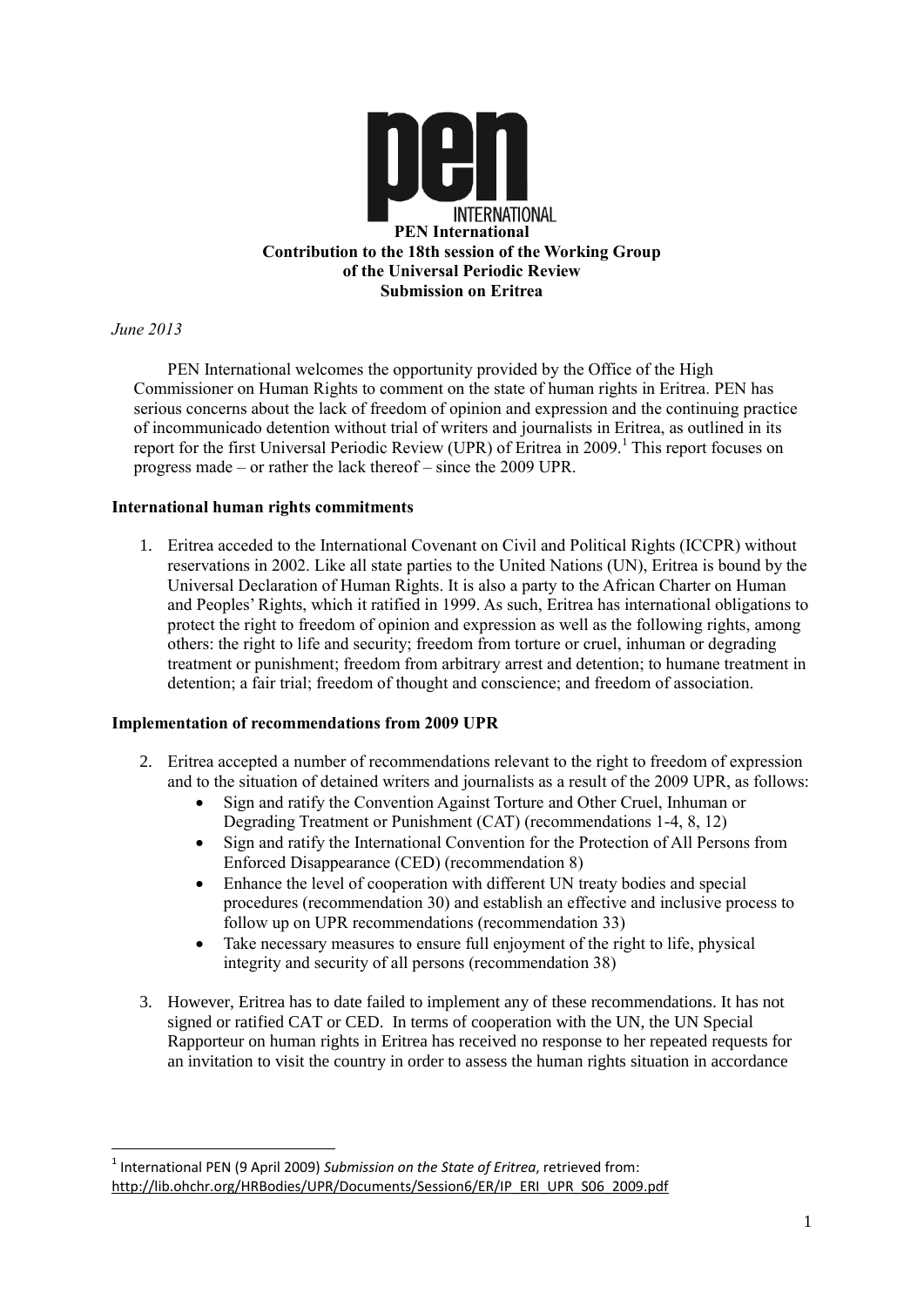**PEN International**
**Contribution to the 18th session of the Working Group of the Universal Periodic Review**
**Submission on Eritrea**

*June 2013*

PEN International welcomes the opportunity provided by the Office of the High Commissioner on Human Rights to comment on the state of human rights in Eritrea. PEN has serious concerns about the lack of freedom of opinion and expression and the continuing practice of incommunicado detention without trial of writers and journalists in Eritrea, as outlined in its report for the first Universal Periodic Review (UPR) of Eritrea in 2009.[1] This report focuses on progress made – or rather the lack thereof – since the 2009 UPR.

## International human rights commitments

1. Eritrea acceded to the International Covenant on Civil and Political Rights (ICCPR) without reservations in 2002. Like all state parties to the United Nations (UN), Eritrea is bound by the Universal Declaration of Human Rights. It is also a party to the African Charter on Human and Peoples' Rights, which it ratified in 1999. As such, Eritrea has international obligations to protect the right to freedom of opinion and expression as well as the following rights, among others: the right to life and security; freedom from torture or cruel, inhuman or degrading treatment or punishment; freedom from arbitrary arrest and detention; to humane treatment in detention; a fair trial; freedom of thought and conscience; and freedom of association.

## Implementation of recommendations from 2009 UPR

2. Eritrea accepted a number of recommendations relevant to the right to freedom of expression and to the situation of detained writers and journalists as a result of the 2009 UPR, as follows:
   - Sign and ratify the Convention Against Torture and Other Cruel, Inhuman or Degrading Treatment or Punishment (CAT) (recommendations 1-4, 8, 12)
   - Sign and ratify the International Convention for the Protection of All Persons from Enforced Disappearance (CED) (recommendation 8)
   - Enhance the level of cooperation with different UN treaty bodies and special procedures (recommendation 30) and establish an effective and inclusive process to follow up on UPR recommendations (recommendation 33)
   - Take necessary measures to ensure full enjoyment of the right to life, physical integrity and security of all persons (recommendation 38)

3. However, Eritrea has to date failed to implement any of these recommendations. It has not signed or ratified CAT or CED. In terms of cooperation with the UN, the UN Special Rapporteur on human rights in Eritrea has received no response to her repeated requests for an invitation to visit the country in order to assess the human rights situation in accordance

---

[1] International PEN (9 April 2009) *Submission on the State of Eritrea*, retrieved from: http://lib.ohchr.org/HRBodies/UPR/Documents/Session6/ER/IP_ERI_UPR_S06_2009.pdf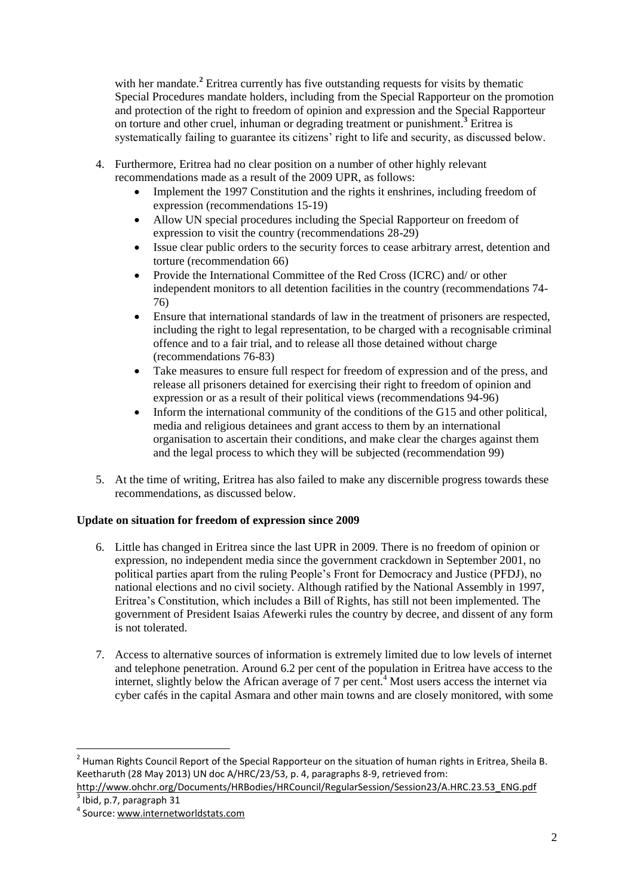with her mandate.[2] Eritrea currently has five outstanding requests for visits by thematic Special Procedures mandate holders, including from the Special Rapporteur on the promotion and protection of the right to freedom of opinion and expression and the Special Rapporteur on torture and other cruel, inhuman or degrading treatment or punishment.[3] Eritrea is systematically failing to guarantee its citizens' right to life and security, as discussed below.

4. Furthermore, Eritrea had no clear position on a number of other highly relevant recommendations made as a result of the 2009 UPR, as follows:
   - Implement the 1997 Constitution and the rights it enshrines, including freedom of expression (recommendations 15-19)
   - Allow UN special procedures including the Special Rapporteur on freedom of expression to visit the country (recommendations 28-29)
   - Issue clear public orders to the security forces to cease arbitrary arrest, detention and torture (recommendation 66)
   - Provide the International Committee of the Red Cross (ICRC) and/ or other independent monitors to all detention facilities in the country (recommendations 74-76)
   - Ensure that international standards of law in the treatment of prisoners are respected, including the right to legal representation, to be charged with a recognisable criminal offence and to a fair trial, and to release all those detained without charge (recommendations 76-83)
   - Take measures to ensure full respect for freedom of expression and of the press, and release all prisoners detained for exercising their right to freedom of opinion and expression or as a result of their political views (recommendations 94-96)
   - Inform the international community of the conditions of the G15 and other political, media and religious detainees and grant access to them by an international organisation to ascertain their conditions, and make clear the charges against them and the legal process to which they will be subjected (recommendation 99)

5. At the time of writing, Eritrea has also failed to make any discernible progress towards these recommendations, as discussed below.

**Update on situation for freedom of expression since 2009**

6. Little has changed in Eritrea since the last UPR in 2009. There is no freedom of opinion or expression, no independent media since the government crackdown in September 2001, no political parties apart from the ruling People's Front for Democracy and Justice (PFDJ), no national elections and no civil society. Although ratified by the National Assembly in 1997, Eritrea's Constitution, which includes a Bill of Rights, has still not been implemented. The government of President Isaias Afewerki rules the country by decree, and dissent of any form is not tolerated.

7. Access to alternative sources of information is extremely limited due to low levels of internet and telephone penetration. Around 6.2 per cent of the population in Eritrea have access to the internet, slightly below the African average of 7 per cent.[4] Most users access the internet via cyber cafés in the capital Asmara and other main towns and are closely monitored, with some

---

[2] Human Rights Council Report of the Special Rapporteur on the situation of human rights in Eritrea, Sheila B. Keetharuth (28 May 2013) UN doc A/HRC/23/53, p. 4, paragraphs 8-9, retrieved from: http://www.ohchr.org/Documents/HRBodies/HRCouncil/RegularSession/Session23/A.HRC.23.53_ENG.pdf

[3] Ibid, p.7, paragraph 31

[4] Source: www.internetworldstats.com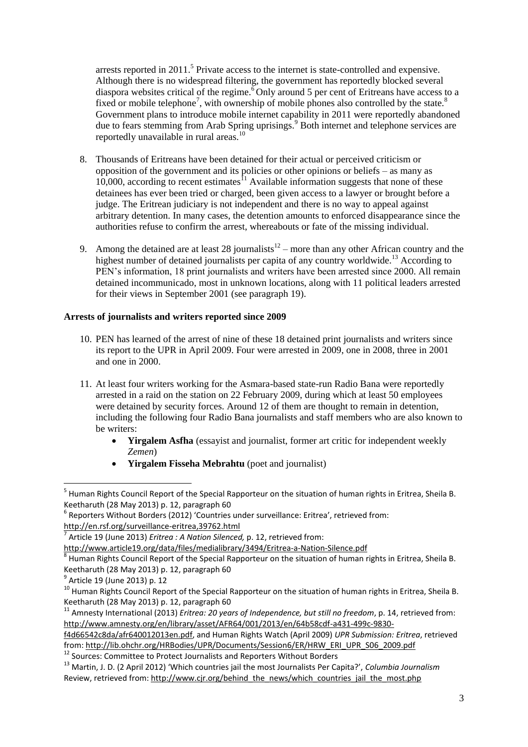arrests reported in 2011.[5] Private access to the internet is state-controlled and expensive. Although there is no widespread filtering, the government has reportedly blocked several diaspora websites critical of the regime.[6] Only around 5 per cent of Eritreans have access to a fixed or mobile telephone[7], with ownership of mobile phones also controlled by the state.[8] Government plans to introduce mobile internet capability in 2011 were reportedly abandoned due to fears stemming from Arab Spring uprisings.[9] Both internet and telephone services are reportedly unavailable in rural areas.[10]

8. Thousands of Eritreans have been detained for their actual or perceived criticism or opposition of the government and its policies or other opinions or beliefs – as many as 10,000, according to recent estimates[11] Available information suggests that none of these detainees has ever been tried or charged, been given access to a lawyer or brought before a judge. The Eritrean judiciary is not independent and there is no way to appeal against arbitrary detention. In many cases, the detention amounts to enforced disappearance since the authorities refuse to confirm the arrest, whereabouts or fate of the missing individual.

9. Among the detained are at least 28 journalists[12] – more than any other African country and the highest number of detained journalists per capita of any country worldwide.[13] According to PEN's information, 18 print journalists and writers have been arrested since 2000. All remain detained incommunicado, most in unknown locations, along with 11 political leaders arrested for their views in September 2001 (see paragraph 19).

**Arrests of journalists and writers reported since 2009**

10. PEN has learned of the arrest of nine of these 18 detained print journalists and writers since its report to the UPR in April 2009. Four were arrested in 2009, one in 2008, three in 2001 and one in 2000.

11. At least four writers working for the Asmara-based state-run Radio Bana were reportedly arrested in a raid on the station on 22 February 2009, during which at least 50 employees were detained by security forces. Around 12 of them are thought to remain in detention, including the following four Radio Bana journalists and staff members who are also known to be writers:
    - **Yirgalem Asfha** (essayist and journalist, former art critic for independent weekly *Zemen*)
    - **Yirgalem Fisseha Mebrahtu** (poet and journalist)

---

[5] Human Rights Council Report of the Special Rapporteur on the situation of human rights in Eritrea, Sheila B. Keetharuth (28 May 2013) p. 12, paragraph 60

[6] Reporters Without Borders (2012) 'Countries under surveillance: Eritrea', retrieved from: http://en.rsf.org/surveillance-eritrea,39762.html

[7] Article 19 (June 2013) *Eritrea : A Nation Silenced,* p. 12, retrieved from: http://www.article19.org/data/files/medialibrary/3494/Eritrea-a-Nation-Silence.pdf

[8] Human Rights Council Report of the Special Rapporteur on the situation of human rights in Eritrea, Sheila B. Keetharuth (28 May 2013) p. 12, paragraph 60

[9] Article 19 (June 2013) p. 12

[10] Human Rights Council Report of the Special Rapporteur on the situation of human rights in Eritrea, Sheila B. Keetharuth (28 May 2013) p. 12, paragraph 60

[11] Amnesty International (2013) *Eritrea: 20 years of Independence, but still no freedom*, p. 14, retrieved from: http://www.amnesty.org/en/library/asset/AFR64/001/2013/en/64b58cdf-a431-499c-9830-f4d66542c8da/afr640012013en.pdf, and Human Rights Watch (April 2009) *UPR Submission: Eritrea*, retrieved from: http://lib.ohchr.org/HRBodies/UPR/Documents/Session6/ER/HRW_ERI_UPR_S06_2009.pdf

[12] Sources: Committee to Protect Journalists and Reporters Without Borders

[13] Martin, J. D. (2 April 2012) 'Which countries jail the most Journalists Per Capita?', *Columbia Journalism* Review, retrieved from: http://www.cjr.org/behind_the_news/which_countries_jail_the_most.php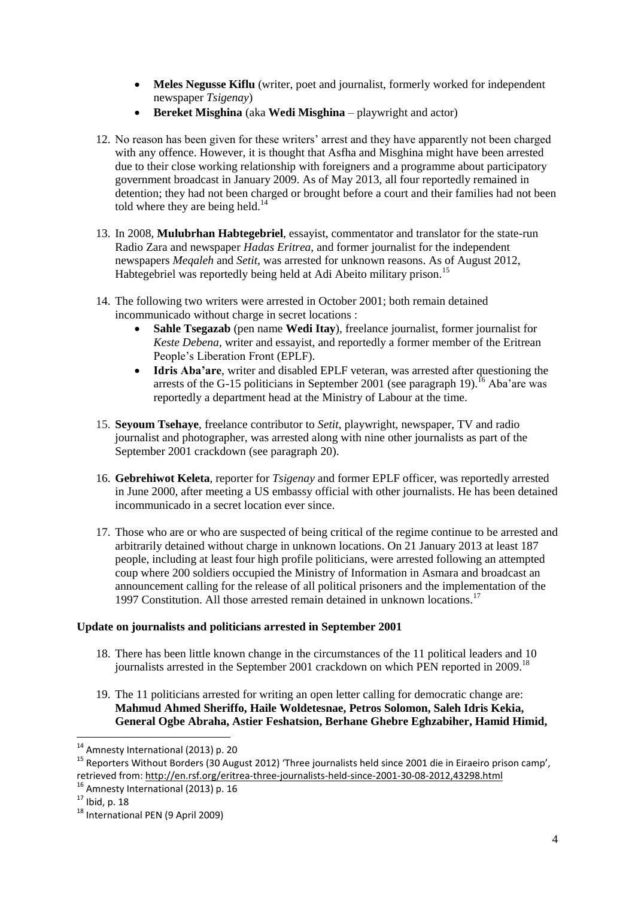- **Meles Negusse Kiflu** (writer, poet and journalist, formerly worked for independent newspaper *Tsigenay*)
- **Bereket Misghina** (aka **Wedi Misghina** – playwright and actor)

12. No reason has been given for these writers' arrest and they have apparently not been charged with any offence. However, it is thought that Asfha and Misghina might have been arrested due to their close working relationship with foreigners and a programme about participatory government broadcast in January 2009. As of May 2013, all four reportedly remained in detention; they had not been charged or brought before a court and their families had not been told where they are being held.[14]

13. In 2008, **Mulubrhan Habtegebriel**, essayist, commentator and translator for the state-run Radio Zara and newspaper *Hadas Eritrea*, and former journalist for the independent newspapers *Meqaleh* and *Setit*, was arrested for unknown reasons. As of August 2012, Habtegebriel was reportedly being held at Adi Abeito military prison.[15]

14. The following two writers were arrested in October 2001; both remain detained incommunicado without charge in secret locations :
    - **Sahle Tsegazab** (pen name **Wedi Itay**), freelance journalist, former journalist for *Keste Debena*, writer and essayist, and reportedly a former member of the Eritrean People's Liberation Front (EPLF).
    - **Idris Aba'are**, writer and disabled EPLF veteran, was arrested after questioning the arrests of the G-15 politicians in September 2001 (see paragraph 19).[16] Aba'are was reportedly a department head at the Ministry of Labour at the time.

15. **Seyoum Tsehaye**, freelance contributor to *Setit*, playwright, newspaper, TV and radio journalist and photographer, was arrested along with nine other journalists as part of the September 2001 crackdown (see paragraph 20).

16. **Gebrehiwot Keleta**, reporter for *Tsigenay* and former EPLF officer, was reportedly arrested in June 2000, after meeting a US embassy official with other journalists. He has been detained incommunicado in a secret location ever since.

17. Those who are or who are suspected of being critical of the regime continue to be arrested and arbitrarily detained without charge in unknown locations. On 21 January 2013 at least 187 people, including at least four high profile politicians, were arrested following an attempted coup where 200 soldiers occupied the Ministry of Information in Asmara and broadcast an announcement calling for the release of all political prisoners and the implementation of the 1997 Constitution. All those arrested remain detained in unknown locations.[17]

**Update on journalists and politicians arrested in September 2001**

18. There has been little known change in the circumstances of the 11 political leaders and 10 journalists arrested in the September 2001 crackdown on which PEN reported in 2009.[18]

19. The 11 politicians arrested for writing an open letter calling for democratic change are: **Mahmud Ahmed Sheriffo, Haile Woldetesnae, Petros Solomon, Saleh Idris Kekia, General Ogbe Abraha, Astier Feshatsion, Berhane Ghebre Eghzabiher, Hamid Himid,**

---

[14] Amnesty International (2013) p. 20

[15] Reporters Without Borders (30 August 2012) 'Three journalists held since 2001 die in Eiraeiro prison camp', retrieved from: http://en.rsf.org/eritrea-three-journalists-held-since-2001-30-08-2012,43298.html

[16] Amnesty International (2013) p. 16

[17] Ibid, p. 18

[18] International PEN (9 April 2009)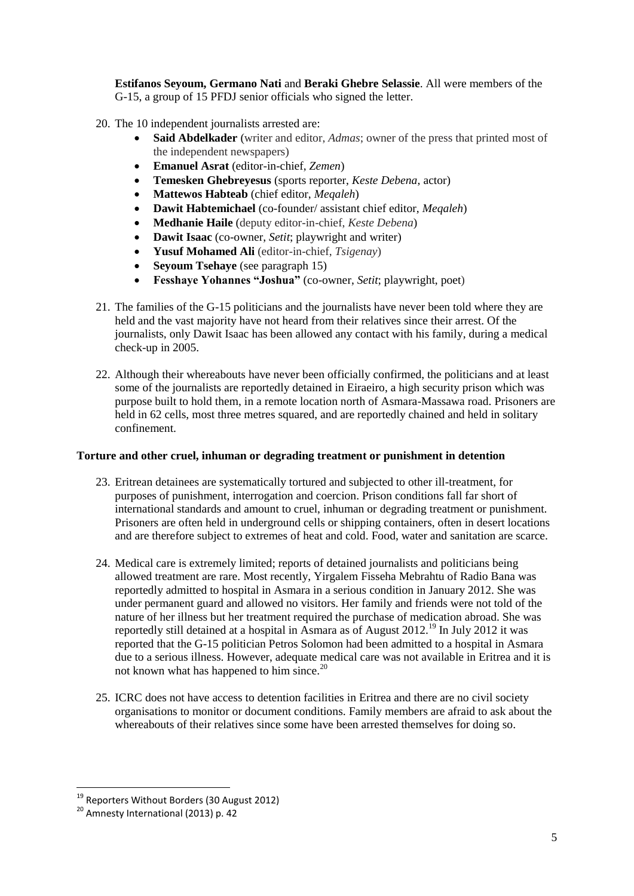**Estifanos Seyoum, Germano Nati** and **Beraki Ghebre Selassie**. All were members of the G-15, a group of 15 PFDJ senior officials who signed the letter.

20. The 10 independent journalists arrested are:
    - **Said Abdelkader** (writer and editor, *Admas*; owner of the press that printed most of the independent newspapers)
    - **Emanuel Asrat** (editor-in-chief, *Zemen*)
    - **Temesken Ghebreyesus** (sports reporter, *Keste Debena*, actor)
    - **Mattewos Habteab** (chief editor, *Meqaleh*)
    - **Dawit Habtemichael** (co-founder/ assistant chief editor, *Meqaleh*)
    - **Medhanie Haile** (deputy editor-in-chief, *Keste Debena*)
    - **Dawit Isaac** (co-owner, *Setit*; playwright and writer)
    - **Yusuf Mohamed Ali** (editor-in-chief, *Tsigenay*)
    - **Seyoum Tsehaye** (see paragraph 15)
    - **Fesshaye Yohannes "Joshua"** (co-owner, *Setit*; playwright, poet)

21. The families of the G-15 politicians and the journalists have never been told where they are held and the vast majority have not heard from their relatives since their arrest. Of the journalists, only Dawit Isaac has been allowed any contact with his family, during a medical check-up in 2005.

22. Although their whereabouts have never been officially confirmed, the politicians and at least some of the journalists are reportedly detained in Eiraeiro, a high security prison which was purpose built to hold them, in a remote location north of Asmara-Massawa road. Prisoners are held in 62 cells, most three metres squared, and are reportedly chained and held in solitary confinement.

**Torture and other cruel, inhuman or degrading treatment or punishment in detention**

23. Eritrean detainees are systematically tortured and subjected to other ill-treatment, for purposes of punishment, interrogation and coercion. Prison conditions fall far short of international standards and amount to cruel, inhuman or degrading treatment or punishment. Prisoners are often held in underground cells or shipping containers, often in desert locations and are therefore subject to extremes of heat and cold. Food, water and sanitation are scarce.

24. Medical care is extremely limited; reports of detained journalists and politicians being allowed treatment are rare. Most recently, Yirgalem Fisseha Mebrahtu of Radio Bana was reportedly admitted to hospital in Asmara in a serious condition in January 2012. She was under permanent guard and allowed no visitors. Her family and friends were not told of the nature of her illness but her treatment required the purchase of medication abroad. She was reportedly still detained at a hospital in Asmara as of August 2012.[19] In July 2012 it was reported that the G-15 politician Petros Solomon had been admitted to a hospital in Asmara due to a serious illness. However, adequate medical care was not available in Eritrea and it is not known what has happened to him since.[20]

25. ICRC does not have access to detention facilities in Eritrea and there are no civil society organisations to monitor or document conditions. Family members are afraid to ask about the whereabouts of their relatives since some have been arrested themselves for doing so.

---

[19] Reporters Without Borders (30 August 2012)

[20] Amnesty International (2013) p. 42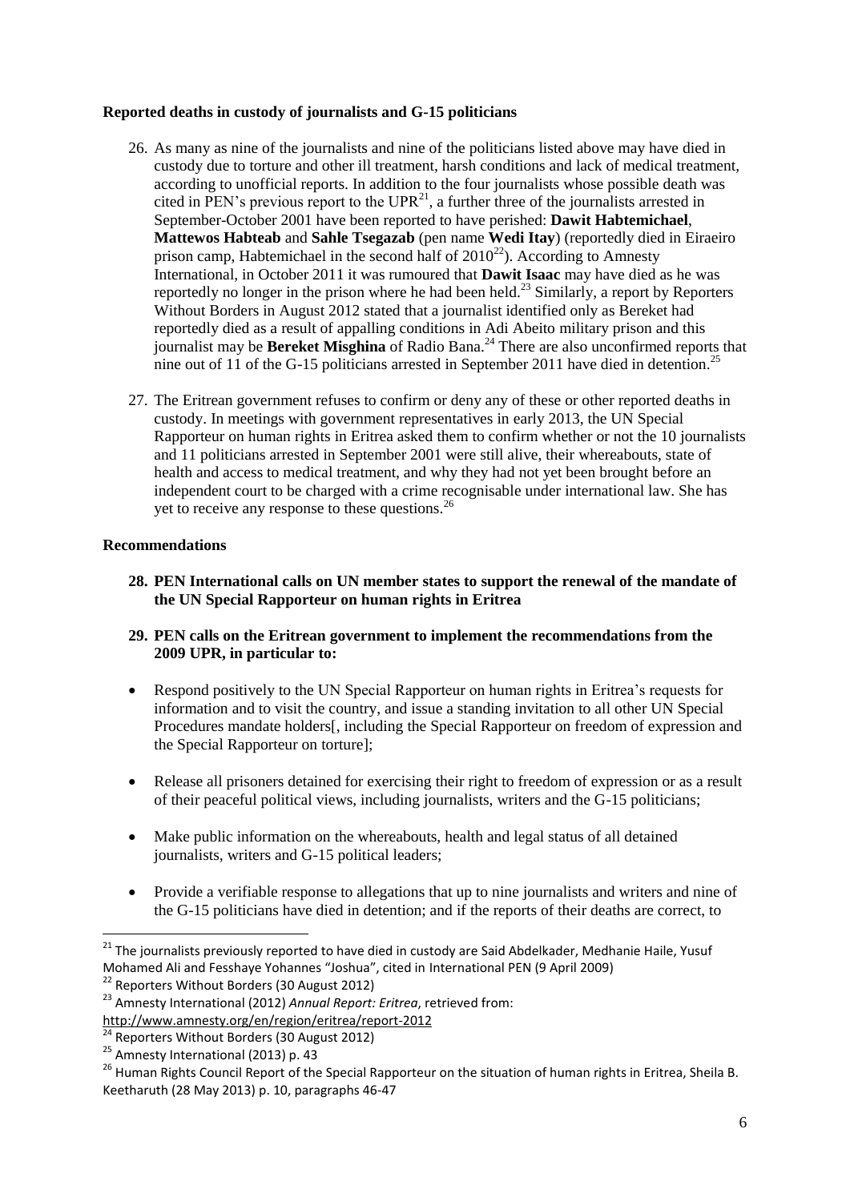**Reported deaths in custody of journalists and G-15 politicians**

26. As many as nine of the journalists and nine of the politicians listed above may have died in custody due to torture and other ill treatment, harsh conditions and lack of medical treatment, according to unofficial reports. In addition to the four journalists whose possible death was cited in PEN's previous report to the UPR[21], a further three of the journalists arrested in September-October 2001 have been reported to have perished: **Dawit Habtemichael**, **Mattewos Habteab** and **Sahle Tsegazab** (pen name **Wedi Itay**) (reportedly died in Eiraeiro prison camp, Habtemichael in the second half of 2010[22]). According to Amnesty International, in October 2011 it was rumoured that **Dawit Isaac** may have died as he was reportedly no longer in the prison where he had been held.[23] Similarly, a report by Reporters Without Borders in August 2012 stated that a journalist identified only as Bereket had reportedly died as a result of appalling conditions in Adi Abeito military prison and this journalist may be **Bereket Misghina** of Radio Bana.[24] There are also unconfirmed reports that nine out of 11 of the G-15 politicians arrested in September 2011 have died in detention.[25]

27. The Eritrean government refuses to confirm or deny any of these or other reported deaths in custody. In meetings with government representatives in early 2013, the UN Special Rapporteur on human rights in Eritrea asked them to confirm whether or not the 10 journalists and 11 politicians arrested in September 2001 were still alive, their whereabouts, state of health and access to medical treatment, and why they had not yet been brought before an independent court to be charged with a crime recognisable under international law. She has yet to receive any response to these questions.[26]

**Recommendations**

**28. PEN International calls on UN member states to support the renewal of the mandate of the UN Special Rapporteur on human rights in Eritrea**

**29. PEN calls on the Eritrean government to implement the recommendations from the 2009 UPR, in particular to:**

- Respond positively to the UN Special Rapporteur on human rights in Eritrea's requests for information and to visit the country, and issue a standing invitation to all other UN Special Procedures mandate holders[, including the Special Rapporteur on freedom of expression and the Special Rapporteur on torture];
- Release all prisoners detained for exercising their right to freedom of expression or as a result of their peaceful political views, including journalists, writers and the G-15 politicians;
- Make public information on the whereabouts, health and legal status of all detained journalists, writers and G-15 political leaders;
- Provide a verifiable response to allegations that up to nine journalists and writers and nine of the G-15 politicians have died in detention; and if the reports of their deaths are correct, to

---

[21] The journalists previously reported to have died in custody are Said Abdelkader, Medhanie Haile, Yusuf Mohamed Ali and Fesshaye Yohannes "Joshua", cited in International PEN (9 April 2009)

[22] Reporters Without Borders (30 August 2012)

[23] Amnesty International (2012) *Annual Report: Eritrea*, retrieved from: http://www.amnesty.org/en/region/eritrea/report-2012

[24] Reporters Without Borders (30 August 2012)

[25] Amnesty International (2013) p. 43

[26] Human Rights Council Report of the Special Rapporteur on the situation of human rights in Eritrea, Sheila B. Keetharuth (28 May 2013) p. 10, paragraphs 46-47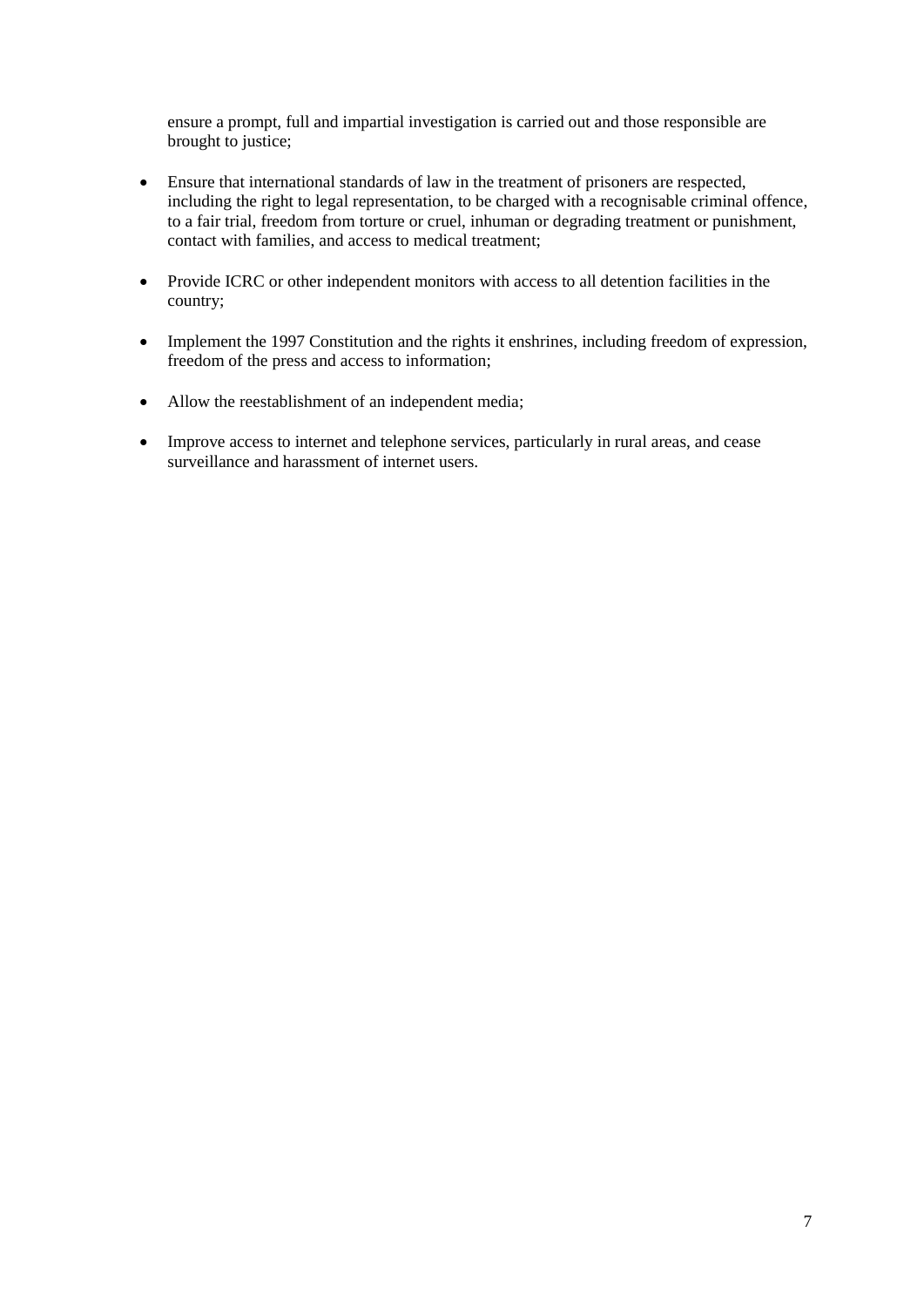ensure a prompt, full and impartial investigation is carried out and those responsible are brought to justice;

- Ensure that international standards of law in the treatment of prisoners are respected, including the right to legal representation, to be charged with a recognisable criminal offence, to a fair trial, freedom from torture or cruel, inhuman or degrading treatment or punishment, contact with families, and access to medical treatment;

- Provide ICRC or other independent monitors with access to all detention facilities in the country;

- Implement the 1997 Constitution and the rights it enshrines, including freedom of expression, freedom of the press and access to information;

- Allow the reestablishment of an independent media;

- Improve access to internet and telephone services, particularly in rural areas, and cease surveillance and harassment of internet users.